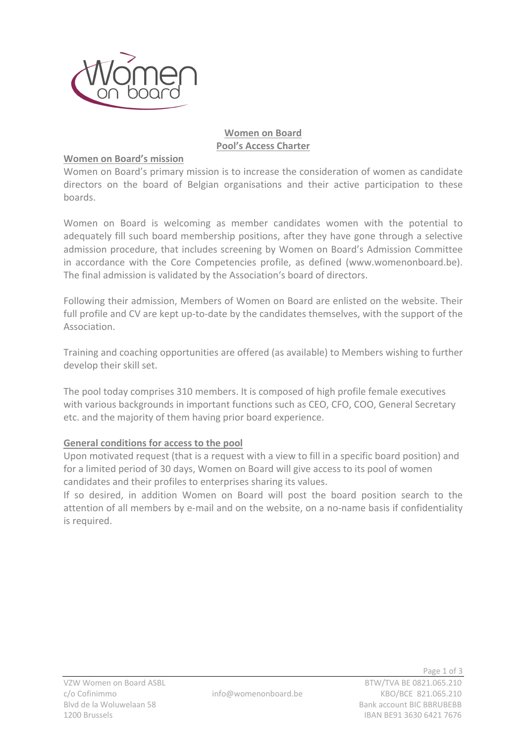# Women on Board
# Pool's Access Charter

## Women on Board's mission

Women on Board's primary mission is to increase the consideration of women as candidate directors on the board of Belgian organisations and their active participation to these boards.

Women on Board is welcoming as member candidates women with the potential to adequately fill such board membership positions, after they have gone through a selective admission procedure, that includes screening by Women on Board's Admission Committee in accordance with the Core Competencies profile, as defined (www.womenonboard.be). The final admission is validated by the Association's board of directors.

Following their admission, Members of Women on Board are enlisted on the website. Their full profile and CV are kept up-to-date by the candidates themselves, with the support of the Association.

Training and coaching opportunities are offered (as available) to Members wishing to further develop their skill set.

The pool today comprises 310 members. It is composed of high profile female executives with various backgrounds in important functions such as CEO, CFO, COO, General Secretary etc. and the majority of them having prior board experience.

## General conditions for access to the pool

Upon motivated request (that is a request with a view to fill in a specific board position) and for a limited period of 30 days, Women on Board will give access to its pool of women candidates and their profiles to enterprises sharing its values.

If so desired, in addition Women on Board will post the board position search to the attention of all members by e-mail and on the website, on a no-name basis if confidentiality is required.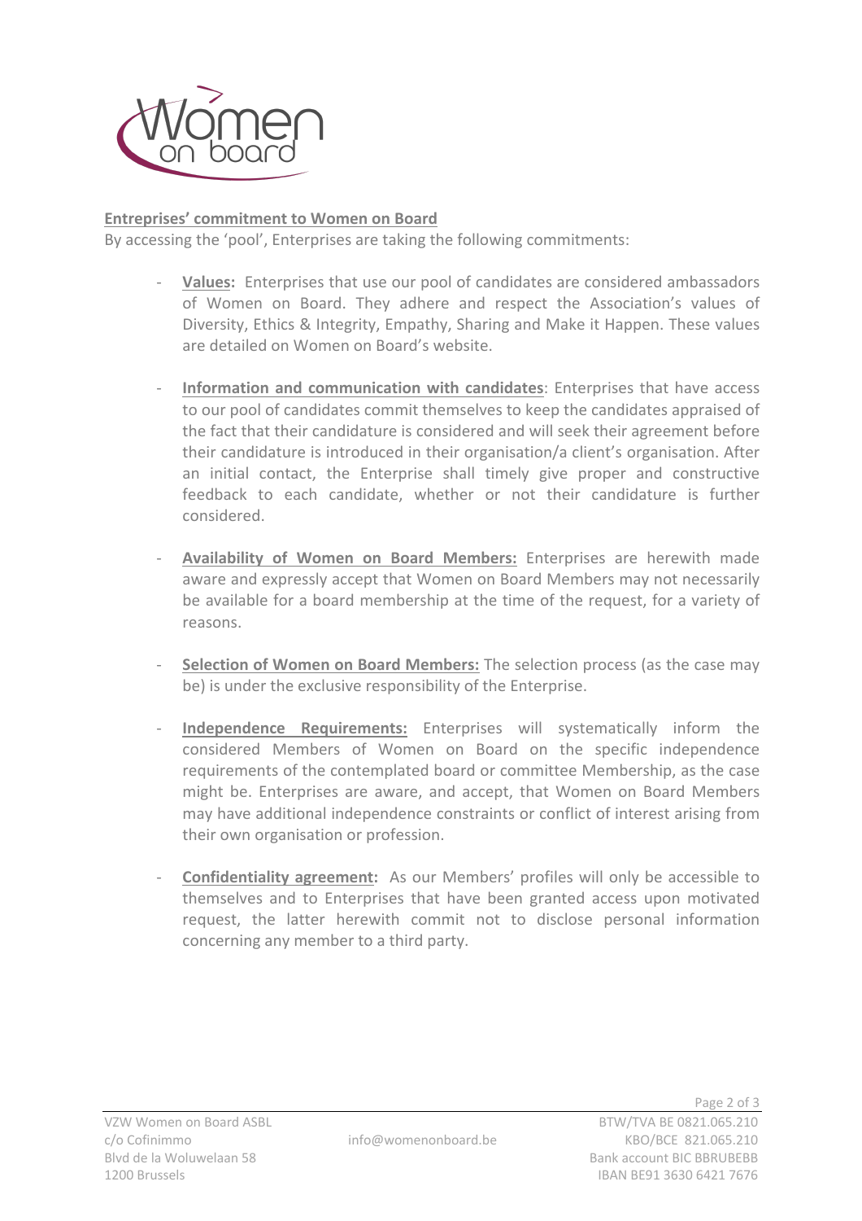**Entreprises' commitment to Women on Board**

By accessing the 'pool', Enterprises are taking the following commitments:

- **Values:** Enterprises that use our pool of candidates are considered ambassadors of Women on Board. They adhere and respect the Association's values of Diversity, Ethics & Integrity, Empathy, Sharing and Make it Happen. These values are detailed on Women on Board's website.

- **Information and communication with candidates**: Enterprises that have access to our pool of candidates commit themselves to keep the candidates appraised of the fact that their candidature is considered and will seek their agreement before their candidature is introduced in their organisation/a client's organisation. After an initial contact, the Enterprise shall timely give proper and constructive feedback to each candidate, whether or not their candidature is further considered.

- **Availability of Women on Board Members:** Enterprises are herewith made aware and expressly accept that Women on Board Members may not necessarily be available for a board membership at the time of the request, for a variety of reasons.

- **Selection of Women on Board Members:** The selection process (as the case may be) is under the exclusive responsibility of the Enterprise.

- **Independence Requirements:** Enterprises will systematically inform the considered Members of Women on Board on the specific independence requirements of the contemplated board or committee Membership, as the case might be. Enterprises are aware, and accept, that Women on Board Members may have additional independence constraints or conflict of interest arising from their own organisation or profession.

- **Confidentiality agreement:** As our Members' profiles will only be accessible to themselves and to Enterprises that have been granted access upon motivated request, the latter herewith commit not to disclose personal information concerning any member to a third party.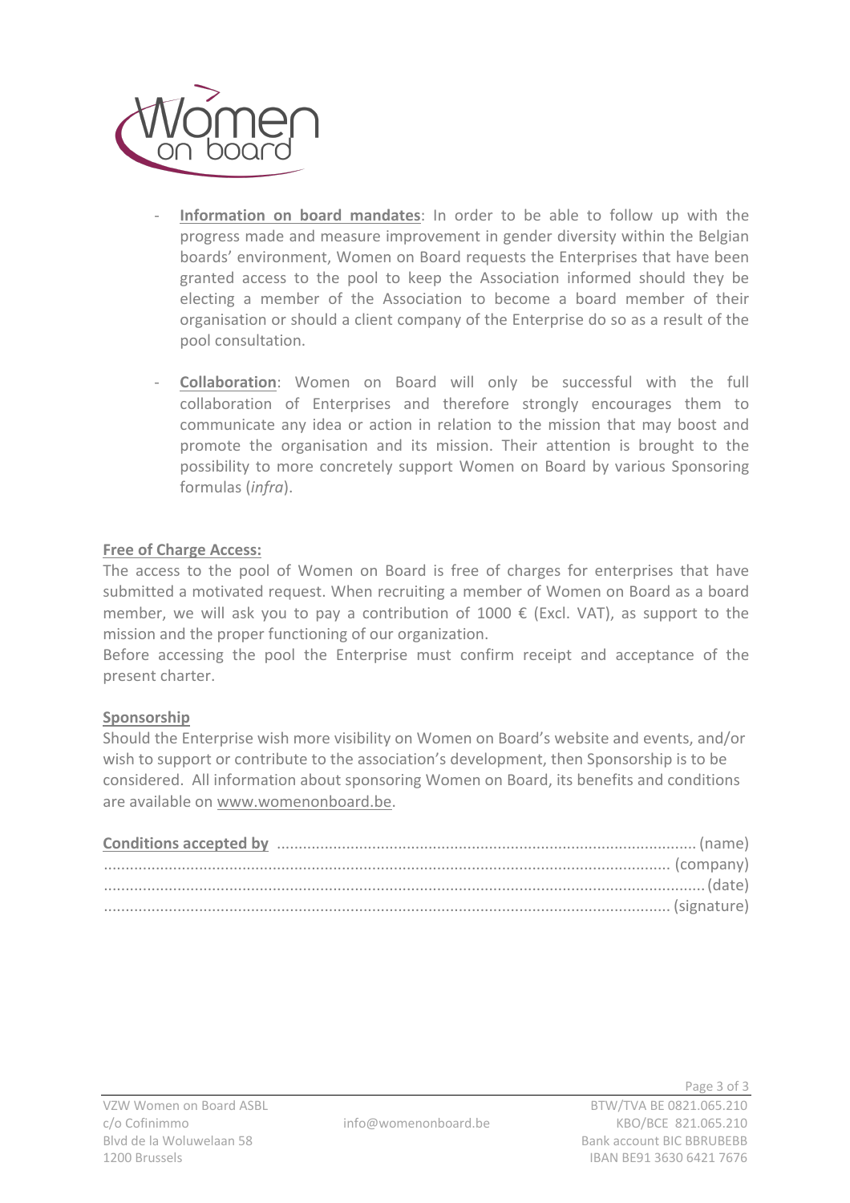- **Information on board mandates**: In order to be able to follow up with the progress made and measure improvement in gender diversity within the Belgian boards' environment, Women on Board requests the Enterprises that have been granted access to the pool to keep the Association informed should they be electing a member of the Association to become a board member of their organisation or should a client company of the Enterprise do so as a result of the pool consultation.

- **Collaboration**: Women on Board will only be successful with the full collaboration of Enterprises and therefore strongly encourages them to communicate any idea or action in relation to the mission that may boost and promote the organisation and its mission. Their attention is brought to the possibility to more concretely support Women on Board by various Sponsoring formulas (*infra*).

**Free of Charge Access:**

The access to the pool of Women on Board is free of charges for enterprises that have submitted a motivated request. When recruiting a member of Women on Board as a board member, we will ask you to pay a contribution of 1000 € (Excl. VAT), as support to the mission and the proper functioning of our organization.

Before accessing the pool the Enterprise must confirm receipt and acceptance of the present charter.

**Sponsorship**

Should the Enterprise wish more visibility on Women on Board's website and events, and/or wish to support or contribute to the association's development, then Sponsorship is to be considered. All information about sponsoring Women on Board, its benefits and conditions are available on www.womenonboard.be.

**Conditions accepted by** ................................................................................................ (name)
................................................................................................................................ (company)
................................................................................................................................ (date)
................................................................................................................................ (signature)

VZW Women on Board ASBL
c/o Cofinimmo
Blvd de la Woluwelaan 58
1200 Brussels

info@womenonboard.be

BTW/TVA BE 0821.065.210
KBO/BCE 821.065.210
Bank account BIC BBRUBEBB
IBAN BE91 3630 6421 7676